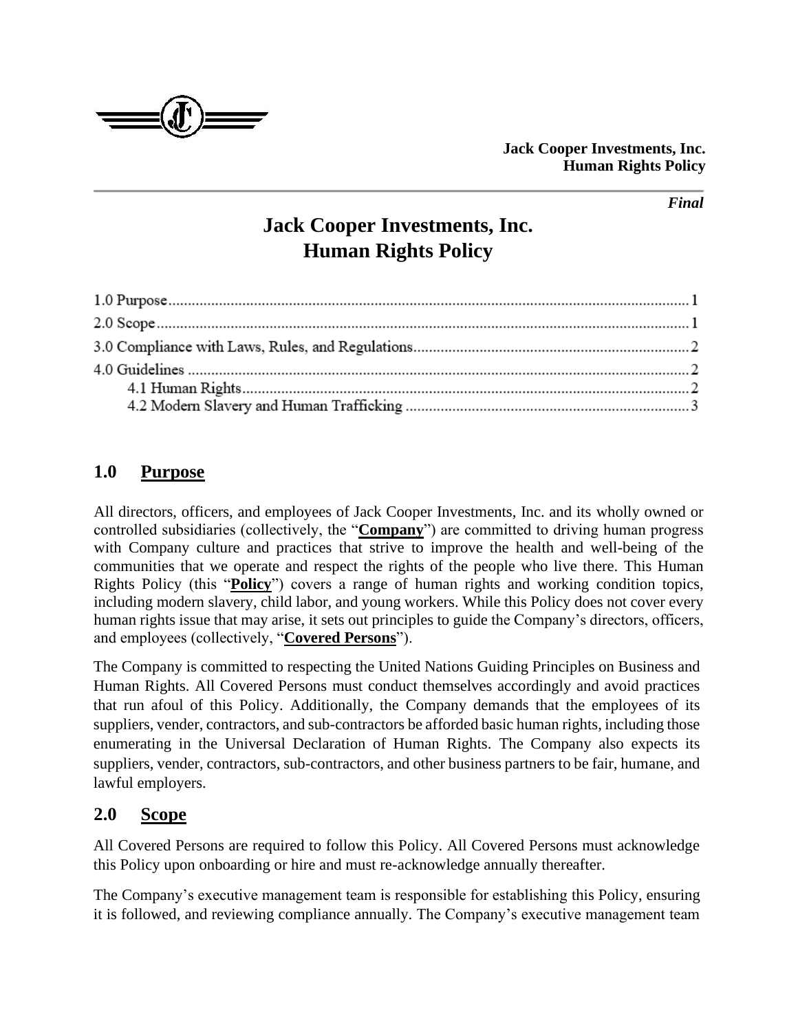*Final*

# Jack Cooper Investments, Inc.
# Human Rights Policy

1.0 Purpose ........................................................................................................................ 1
2.0 Scope ........................................................................................................................... 1
3.0 Compliance with Laws, Rules, and Regulations ........................................................ 2
4.0 Guidelines .................................................................................................................. 2
  4.1 Human Rights ........................................................................................................ 2
  4.2 Modern Slavery and Human Trafficking ............................................................... 3

## 1.0 Purpose

All directors, officers, and employees of Jack Cooper Investments, Inc. and its wholly owned or controlled subsidiaries (collectively, the "**Company**") are committed to driving human progress with Company culture and practices that strive to improve the health and well-being of the communities that we operate and respect the rights of the people who live there. This Human Rights Policy (this "**Policy**") covers a range of human rights and working condition topics, including modern slavery, child labor, and young workers. While this Policy does not cover every human rights issue that may arise, it sets out principles to guide the Company's directors, officers, and employees (collectively, "**Covered Persons**").

The Company is committed to respecting the United Nations Guiding Principles on Business and Human Rights. All Covered Persons must conduct themselves accordingly and avoid practices that run afoul of this Policy. Additionally, the Company demands that the employees of its suppliers, vender, contractors, and sub-contractors be afforded basic human rights, including those enumerating in the Universal Declaration of Human Rights. The Company also expects its suppliers, vender, contractors, sub-contractors, and other business partners to be fair, humane, and lawful employers.

## 2.0 Scope

All Covered Persons are required to follow this Policy. All Covered Persons must acknowledge this Policy upon onboarding or hire and must re-acknowledge annually thereafter.

The Company's executive management team is responsible for establishing this Policy, ensuring it is followed, and reviewing compliance annually. The Company's executive management team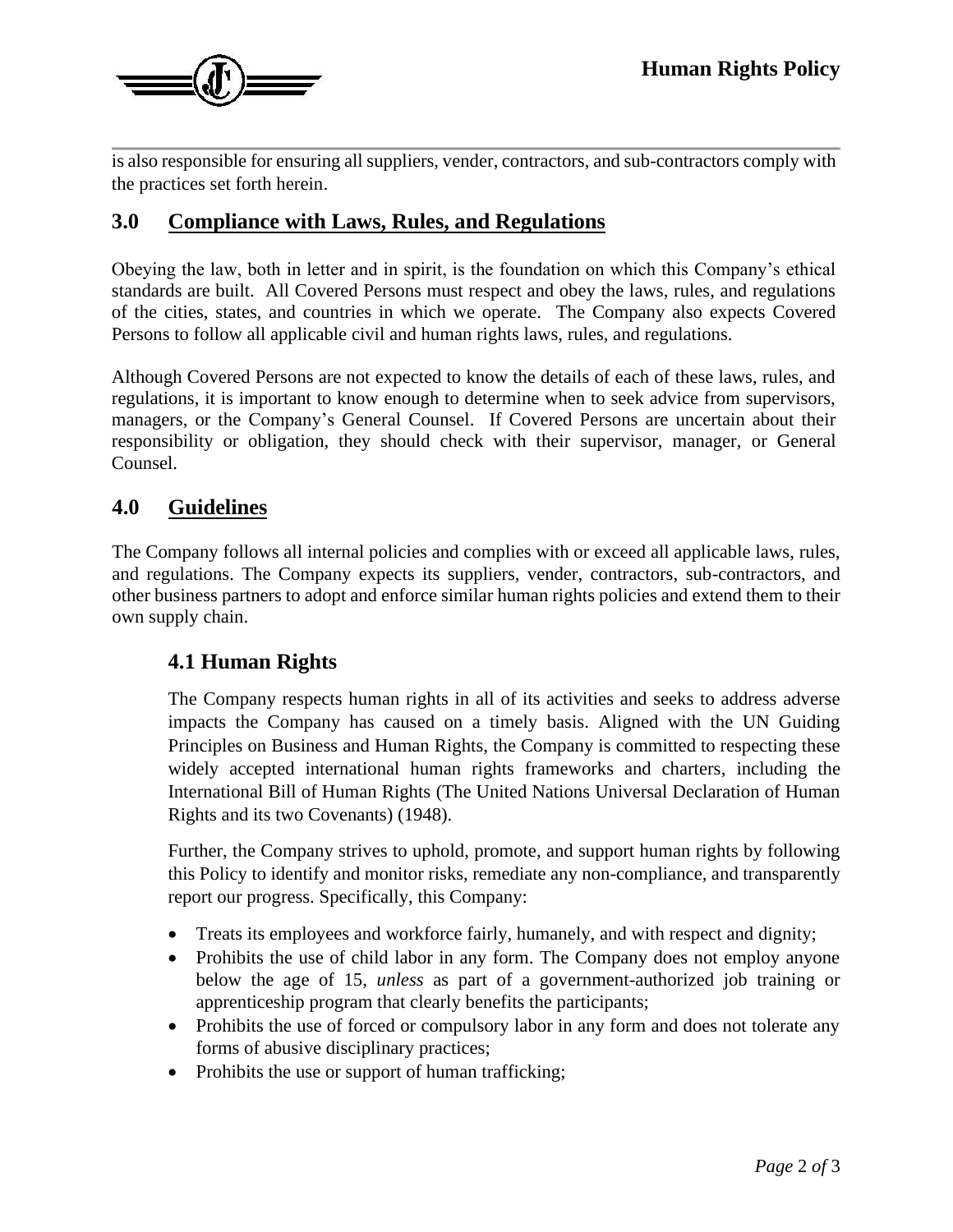is also responsible for ensuring all suppliers, vender, contractors, and sub-contractors comply with the practices set forth herein.

## 3.0 Compliance with Laws, Rules, and Regulations

Obeying the law, both in letter and in spirit, is the foundation on which this Company's ethical standards are built. All Covered Persons must respect and obey the laws, rules, and regulations of the cities, states, and countries in which we operate. The Company also expects Covered Persons to follow all applicable civil and human rights laws, rules, and regulations.

Although Covered Persons are not expected to know the details of each of these laws, rules, and regulations, it is important to know enough to determine when to seek advice from supervisors, managers, or the Company's General Counsel. If Covered Persons are uncertain about their responsibility or obligation, they should check with their supervisor, manager, or General Counsel.

## 4.0 Guidelines

The Company follows all internal policies and complies with or exceed all applicable laws, rules, and regulations. The Company expects its suppliers, vender, contractors, sub-contractors, and other business partners to adopt and enforce similar human rights policies and extend them to their own supply chain.

### 4.1 Human Rights

The Company respects human rights in all of its activities and seeks to address adverse impacts the Company has caused on a timely basis. Aligned with the UN Guiding Principles on Business and Human Rights, the Company is committed to respecting these widely accepted international human rights frameworks and charters, including the International Bill of Human Rights (The United Nations Universal Declaration of Human Rights and its two Covenants) (1948).

Further, the Company strives to uphold, promote, and support human rights by following this Policy to identify and monitor risks, remediate any non-compliance, and transparently report our progress. Specifically, this Company:

- Treats its employees and workforce fairly, humanely, and with respect and dignity;
- Prohibits the use of child labor in any form. The Company does not employ anyone below the age of 15, *unless* as part of a government-authorized job training or apprenticeship program that clearly benefits the participants;
- Prohibits the use of forced or compulsory labor in any form and does not tolerate any forms of abusive disciplinary practices;
- Prohibits the use or support of human trafficking;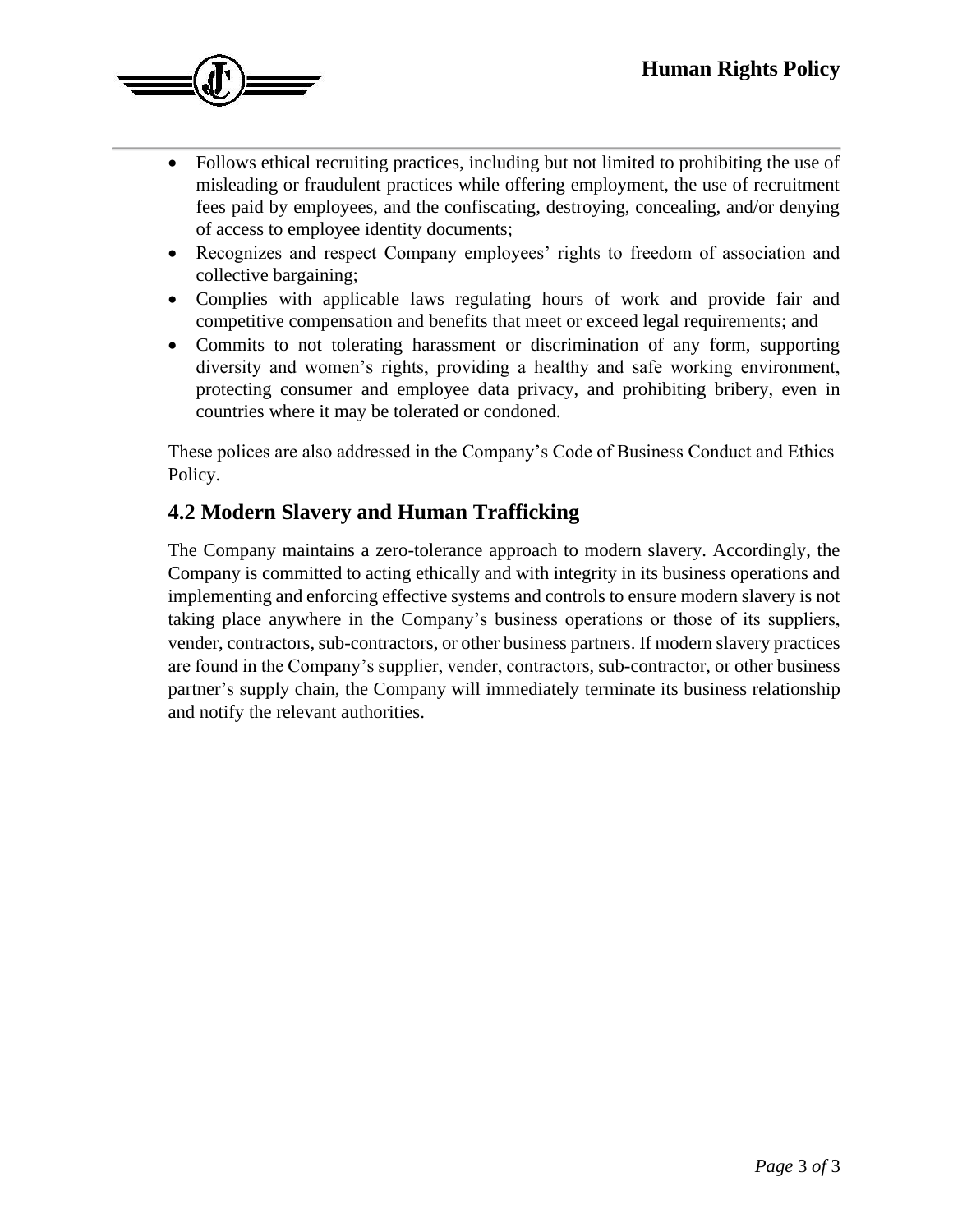- Follows ethical recruiting practices, including but not limited to prohibiting the use of misleading or fraudulent practices while offering employment, the use of recruitment fees paid by employees, and the confiscating, destroying, concealing, and/or denying of access to employee identity documents;
- Recognizes and respect Company employees' rights to freedom of association and collective bargaining;
- Complies with applicable laws regulating hours of work and provide fair and competitive compensation and benefits that meet or exceed legal requirements; and
- Commits to not tolerating harassment or discrimination of any form, supporting diversity and women's rights, providing a healthy and safe working environment, protecting consumer and employee data privacy, and prohibiting bribery, even in countries where it may be tolerated or condoned.

These polices are also addressed in the Company's Code of Business Conduct and Ethics Policy.

## 4.2 Modern Slavery and Human Trafficking

The Company maintains a zero-tolerance approach to modern slavery. Accordingly, the Company is committed to acting ethically and with integrity in its business operations and implementing and enforcing effective systems and controls to ensure modern slavery is not taking place anywhere in the Company's business operations or those of its suppliers, vender, contractors, sub-contractors, or other business partners. If modern slavery practices are found in the Company's supplier, vender, contractors, sub-contractor, or other business partner's supply chain, the Company will immediately terminate its business relationship and notify the relevant authorities.